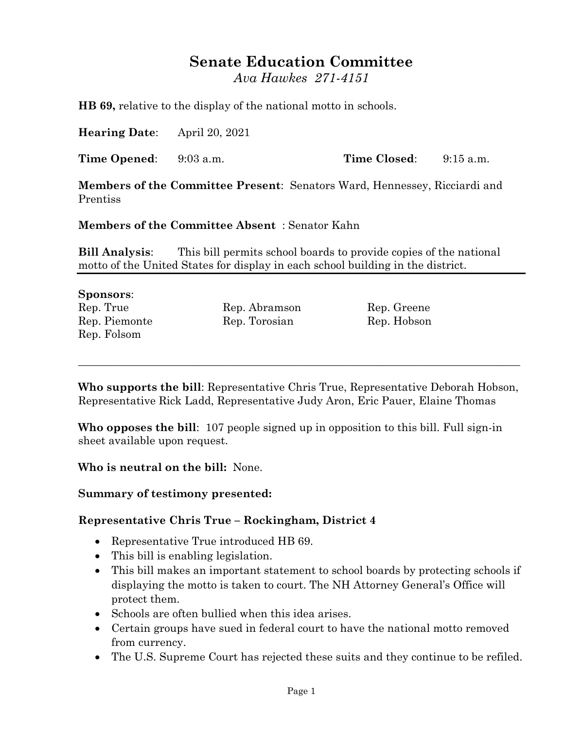# Senate Education Committee

*Ava Hawkes 271-4151*

**HB 69,** relative to the display of the national motto in schools.

**Hearing Date**: April 20, 2021

**Time Opened**: 9:03 a.m. **Time Closed**: 9:15 a.m.

**Members of the Committee Present**: Senators Ward, Hennessey, Ricciardi and Prentiss

**Members of the Committee Absent** : Senator Kahn

**Bill Analysis**: This bill permits school boards to provide copies of the national motto of the United States for display in each school building in the district.

---

**Sponsors**:

| | | |
|---|---|---|
| Rep. True | Rep. Abramson | Rep. Greene |
| Rep. Piemonte | Rep. Torosian | Rep. Hobson |
| Rep. Folsom | | |

---

**Who supports the bill**: Representative Chris True, Representative Deborah Hobson, Representative Rick Ladd, Representative Judy Aron, Eric Pauer, Elaine Thomas

**Who opposes the bill**: 107 people signed up in opposition to this bill. Full sign-in sheet available upon request.

**Who is neutral on the bill:** None.

**Summary of testimony presented:**

**Representative Chris True – Rockingham, District 4**

- Representative True introduced HB 69.
- This bill is enabling legislation.
- This bill makes an important statement to school boards by protecting schools if displaying the motto is taken to court. The NH Attorney General's Office will protect them.
- Schools are often bullied when this idea arises.
- Certain groups have sued in federal court to have the national motto removed from currency.
- The U.S. Supreme Court has rejected these suits and they continue to be refiled.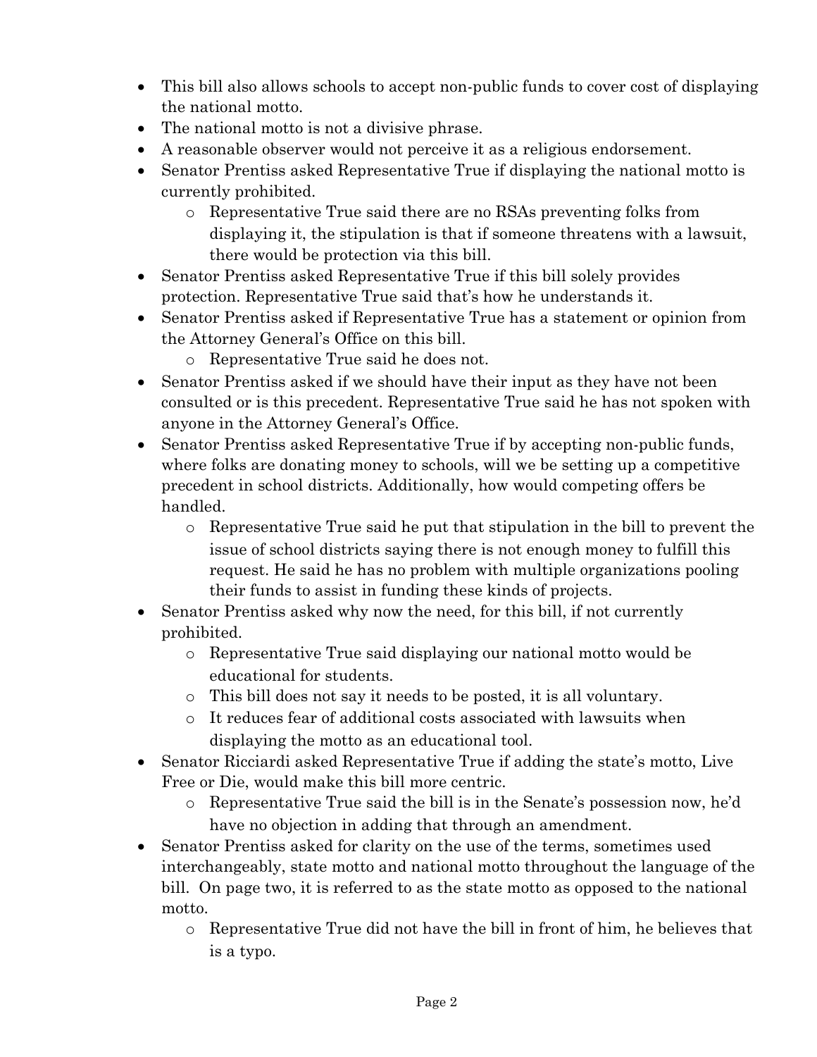- This bill also allows schools to accept non-public funds to cover cost of displaying the national motto.
- The national motto is not a divisive phrase.
- A reasonable observer would not perceive it as a religious endorsement.
- Senator Prentiss asked Representative True if displaying the national motto is currently prohibited.
    - Representative True said there are no RSAs preventing folks from displaying it, the stipulation is that if someone threatens with a lawsuit, there would be protection via this bill.
- Senator Prentiss asked Representative True if this bill solely provides protection. Representative True said that's how he understands it.
- Senator Prentiss asked if Representative True has a statement or opinion from the Attorney General's Office on this bill.
    - Representative True said he does not.
- Senator Prentiss asked if we should have their input as they have not been consulted or is this precedent. Representative True said he has not spoken with anyone in the Attorney General's Office.
- Senator Prentiss asked Representative True if by accepting non-public funds, where folks are donating money to schools, will we be setting up a competitive precedent in school districts. Additionally, how would competing offers be handled.
    - Representative True said he put that stipulation in the bill to prevent the issue of school districts saying there is not enough money to fulfill this request. He said he has no problem with multiple organizations pooling their funds to assist in funding these kinds of projects.
- Senator Prentiss asked why now the need, for this bill, if not currently prohibited.
    - Representative True said displaying our national motto would be educational for students.
    - This bill does not say it needs to be posted, it is all voluntary.
    - It reduces fear of additional costs associated with lawsuits when displaying the motto as an educational tool.
- Senator Ricciardi asked Representative True if adding the state's motto, Live Free or Die, would make this bill more centric.
    - Representative True said the bill is in the Senate's possession now, he'd have no objection in adding that through an amendment.
- Senator Prentiss asked for clarity on the use of the terms, sometimes used interchangeably, state motto and national motto throughout the language of the bill. On page two, it is referred to as the state motto as opposed to the national motto.
    - Representative True did not have the bill in front of him, he believes that is a typo.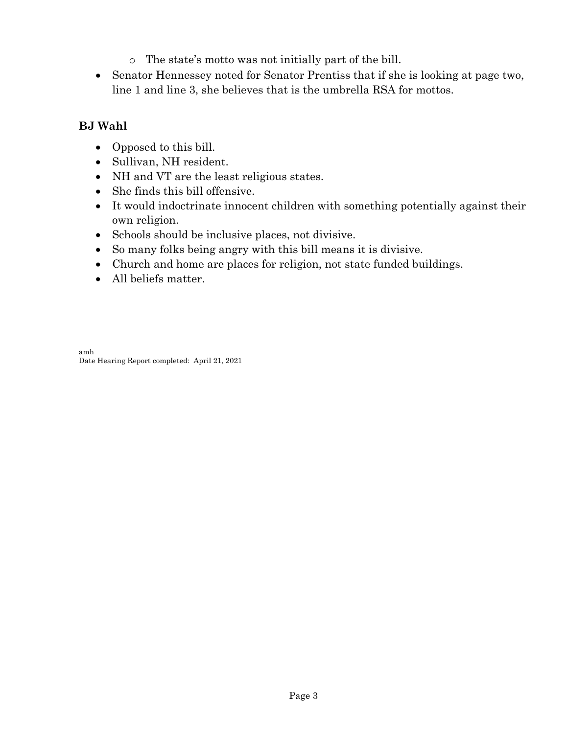- The state's motto was not initially part of the bill.
- Senator Hennessey noted for Senator Prentiss that if she is looking at page two, line 1 and line 3, she believes that is the umbrella RSA for mottos.

**BJ Wahl**

- Opposed to this bill.
- Sullivan, NH resident.
- NH and VT are the least religious states.
- She finds this bill offensive.
- It would indoctrinate innocent children with something potentially against their own religion.
- Schools should be inclusive places, not divisive.
- So many folks being angry with this bill means it is divisive.
- Church and home are places for religion, not state funded buildings.
- All beliefs matter.

amh
Date Hearing Report completed: April 21, 2021